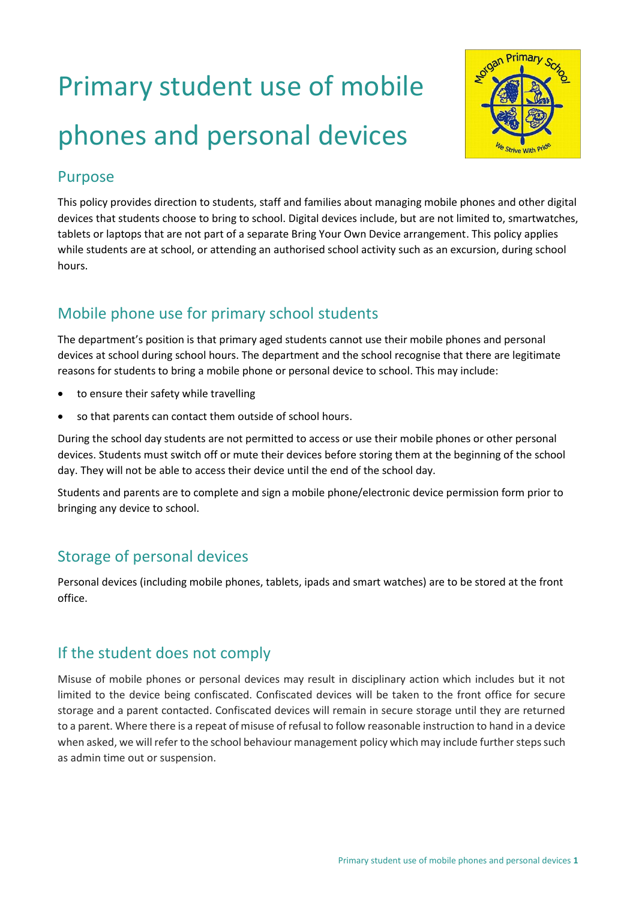# Primary student use of mobile phones and personal devices

## Purpose

This policy provides direction to students, staff and families about managing mobile phones and other digital devices that students choose to bring to school. Digital devices include, but are not limited to, smartwatches, tablets or laptops that are not part of a separate Bring Your Own Device arrangement. This policy applies while students are at school, or attending an authorised school activity such as an excursion, during school hours.

## Mobile phone use for primary school students

The department's position is that primary aged students cannot use their mobile phones and personal devices at school during school hours. The department and the school recognise that there are legitimate reasons for students to bring a mobile phone or personal device to school. This may include:

- to ensure their safety while travelling
- so that parents can contact them outside of school hours.

During the school day students are not permitted to access or use their mobile phones or other personal devices. Students must switch off or mute their devices before storing them at the beginning of the school day. They will not be able to access their device until the end of the school day.

Students and parents are to complete and sign a mobile phone/electronic device permission form prior to bringing any device to school.

## Storage of personal devices

Personal devices (including mobile phones, tablets, ipads and smart watches) are to be stored at the front office.

## If the student does not comply

Misuse of mobile phones or personal devices may result in disciplinary action which includes but it not limited to the device being confiscated. Confiscated devices will be taken to the front office for secure storage and a parent contacted. Confiscated devices will remain in secure storage until they are returned to a parent. Where there is a repeat of misuse of refusal to follow reasonable instruction to hand in a device when asked, we will refer to the school behaviour management policy which may include further steps such as admin time out or suspension.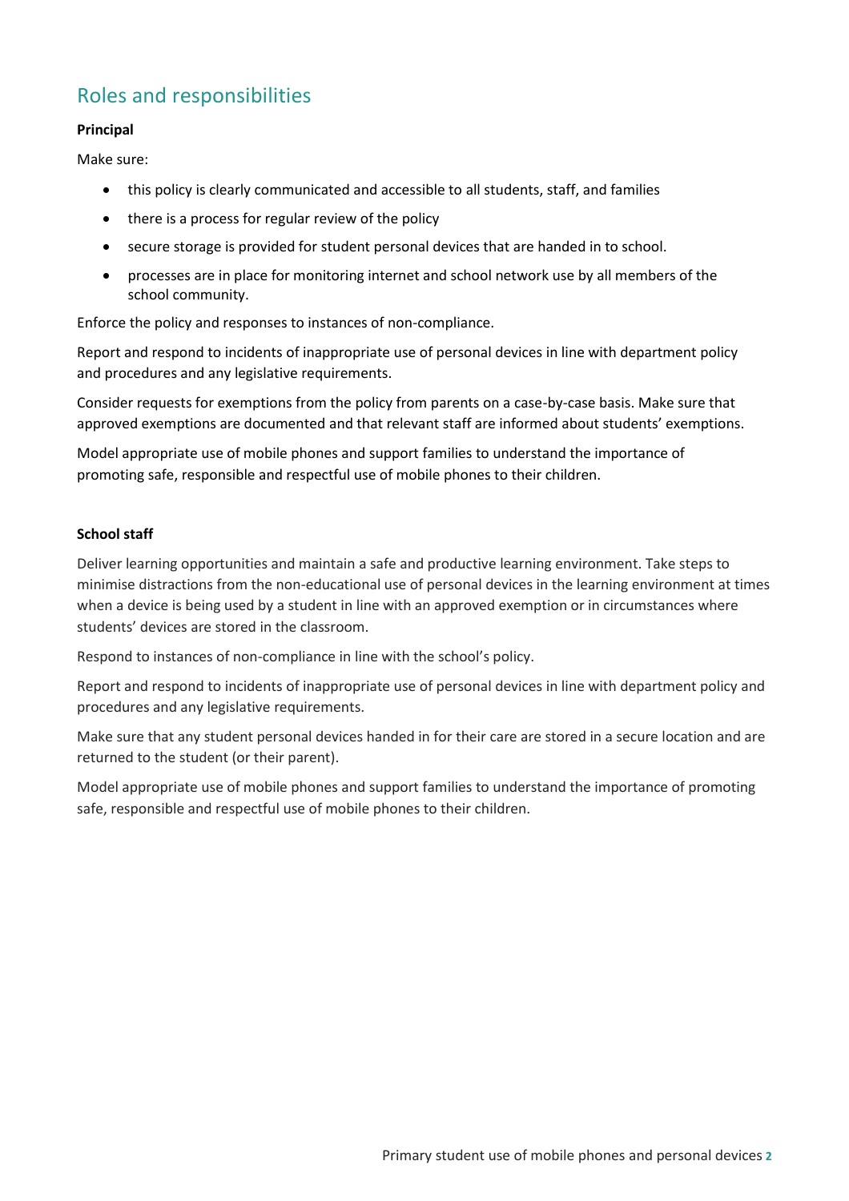## Roles and responsibilities

**Principal**

Make sure:

- this policy is clearly communicated and accessible to all students, staff, and families
- there is a process for regular review of the policy
- secure storage is provided for student personal devices that are handed in to school.
- processes are in place for monitoring internet and school network use by all members of the school community.

Enforce the policy and responses to instances of non-compliance.

Report and respond to incidents of inappropriate use of personal devices in line with department policy and procedures and any legislative requirements.

Consider requests for exemptions from the policy from parents on a case-by-case basis. Make sure that approved exemptions are documented and that relevant staff are informed about students' exemptions.

Model appropriate use of mobile phones and support families to understand the importance of promoting safe, responsible and respectful use of mobile phones to their children.

**School staff**

Deliver learning opportunities and maintain a safe and productive learning environment. Take steps to minimise distractions from the non-educational use of personal devices in the learning environment at times when a device is being used by a student in line with an approved exemption or in circumstances where students' devices are stored in the classroom.

Respond to instances of non-compliance in line with the school's policy.

Report and respond to incidents of inappropriate use of personal devices in line with department policy and procedures and any legislative requirements.

Make sure that any student personal devices handed in for their care are stored in a secure location and are returned to the student (or their parent).

Model appropriate use of mobile phones and support families to understand the importance of promoting safe, responsible and respectful use of mobile phones to their children.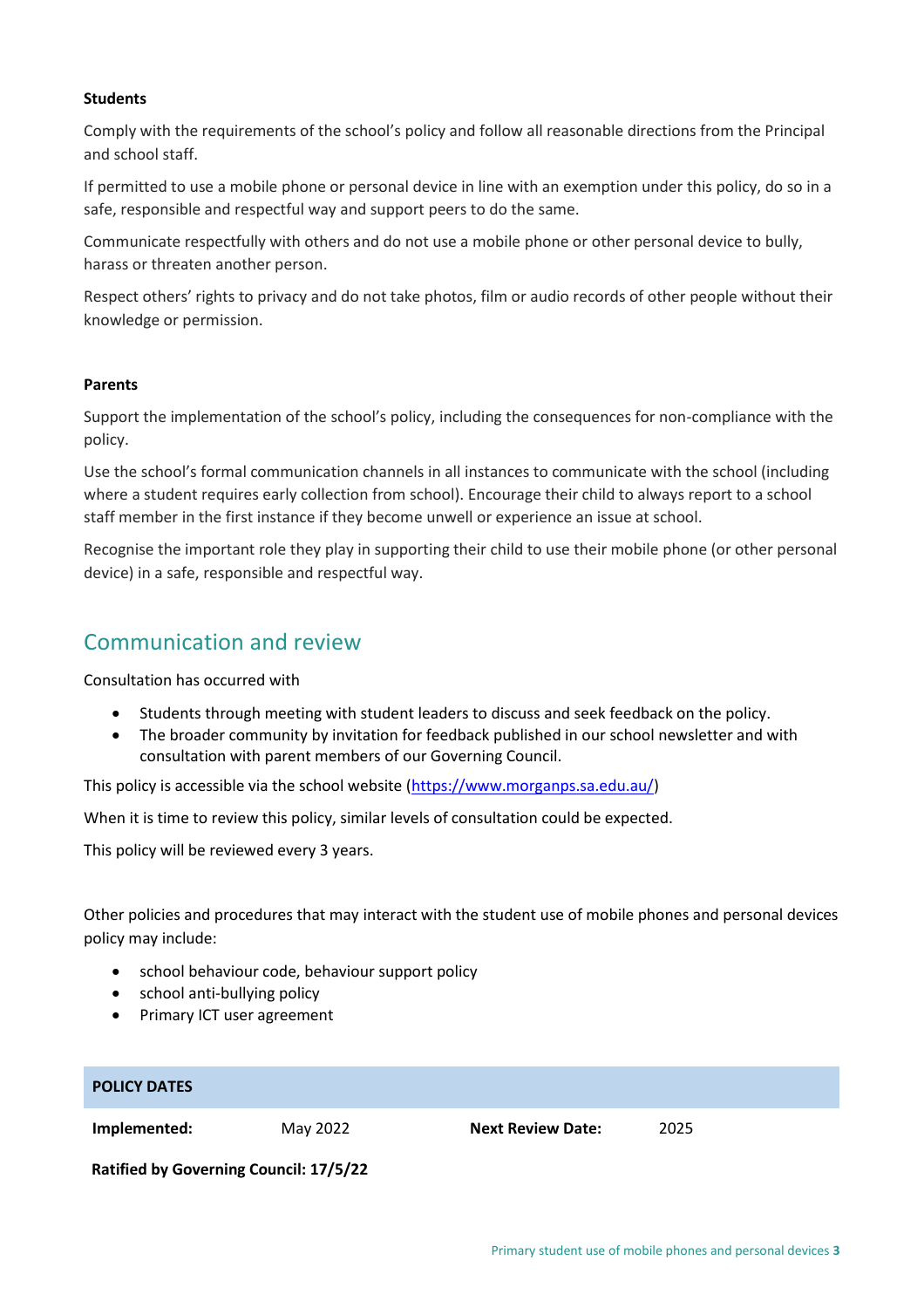**Students**

Comply with the requirements of the school's policy and follow all reasonable directions from the Principal and school staff.

If permitted to use a mobile phone or personal device in line with an exemption under this policy, do so in a safe, responsible and respectful way and support peers to do the same.

Communicate respectfully with others and do not use a mobile phone or other personal device to bully, harass or threaten another person.

Respect others' rights to privacy and do not take photos, film or audio records of other people without their knowledge or permission.

**Parents**

Support the implementation of the school's policy, including the consequences for non-compliance with the policy.

Use the school's formal communication channels in all instances to communicate with the school (including where a student requires early collection from school). Encourage their child to always report to a school staff member in the first instance if they become unwell or experience an issue at school.

Recognise the important role they play in supporting their child to use their mobile phone (or other personal device) in a safe, responsible and respectful way.

## Communication and review

Consultation has occurred with

- Students through meeting with student leaders to discuss and seek feedback on the policy.
- The broader community by invitation for feedback published in our school newsletter and with consultation with parent members of our Governing Council.

This policy is accessible via the school website (https://www.morganps.sa.edu.au/)

When it is time to review this policy, similar levels of consultation could be expected.

This policy will be reviewed every 3 years.

Other policies and procedures that may interact with the student use of mobile phones and personal devices policy may include:

- school behaviour code, behaviour support policy
- school anti-bullying policy
- Primary ICT user agreement

| POLICY DATES | | | |
|---|---|---|---|
| **Implemented:** | May 2022 | **Next Review Date:** | 2025 |

**Ratified by Governing Council: 17/5/22**